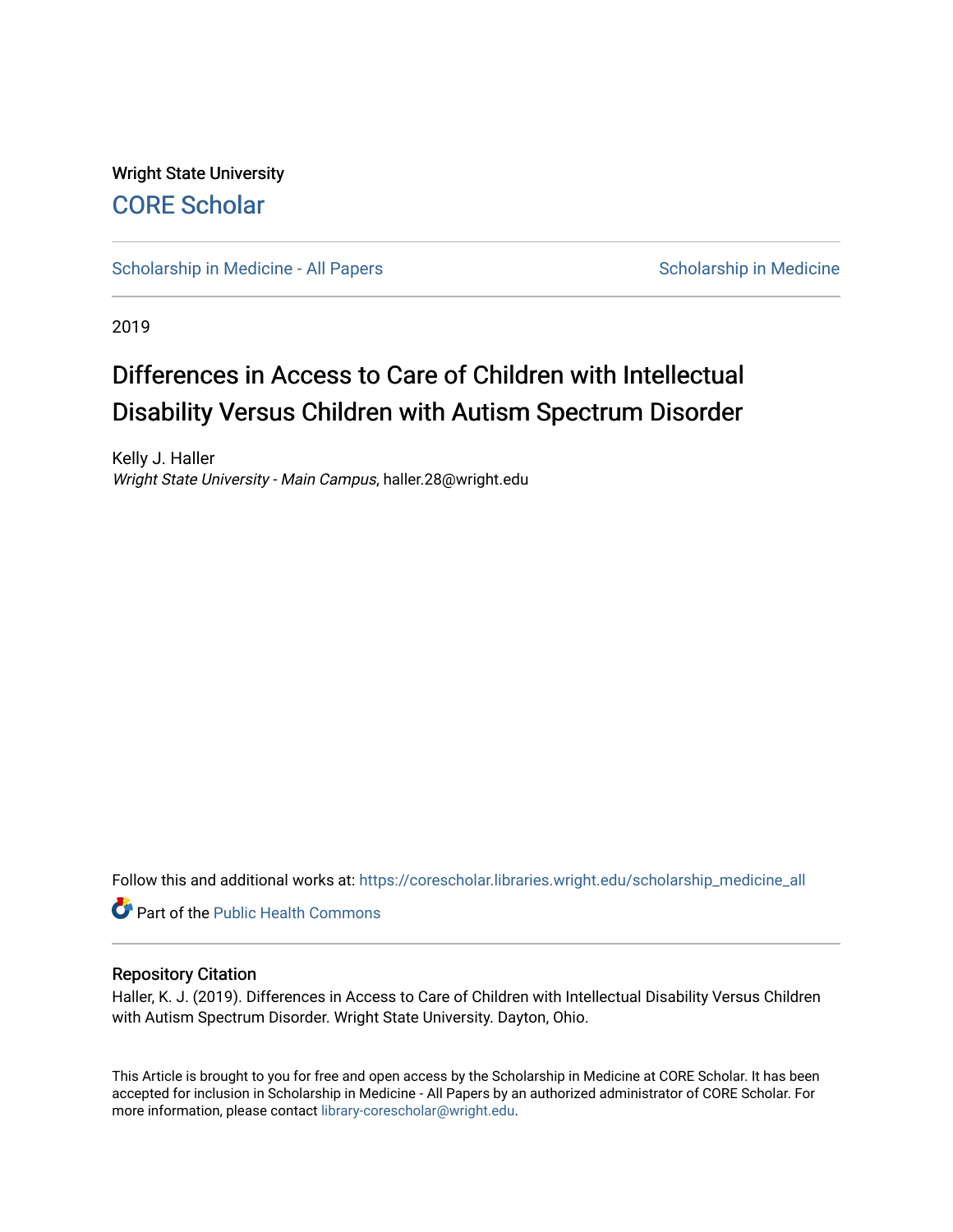Wright State University

CORE Scholar

Scholarship in Medicine - All Papers

Scholarship in Medicine

2019

# Differences in Access to Care of Children with Intellectual Disability Versus Children with Autism Spectrum Disorder

Kelly J. Haller
*Wright State University - Main Campus*, haller.28@wright.edu

Follow this and additional works at: https://corescholar.libraries.wright.edu/scholarship_medicine_all

Part of the Public Health Commons

## Repository Citation

Haller, K. J. (2019). Differences in Access to Care of Children with Intellectual Disability Versus Children with Autism Spectrum Disorder. Wright State University. Dayton, Ohio.

This Article is brought to you for free and open access by the Scholarship in Medicine at CORE Scholar. It has been accepted for inclusion in Scholarship in Medicine - All Papers by an authorized administrator of CORE Scholar. For more information, please contact library-corescholar@wright.edu.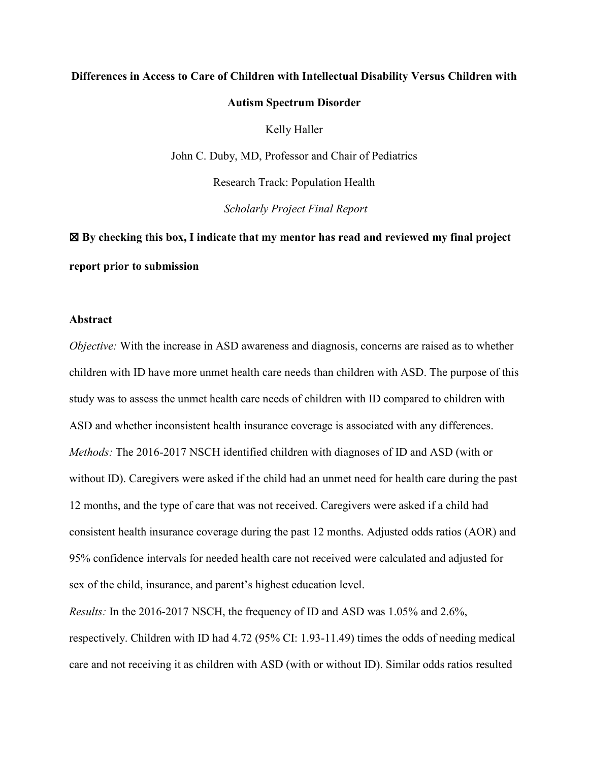**Differences in Access to Care of Children with Intellectual Disability Versus Children with Autism Spectrum Disorder**

Kelly Haller

John C. Duby, MD, Professor and Chair of Pediatrics

Research Track: Population Health

*Scholarly Project Final Report*

**☒ By checking this box, I indicate that my mentor has read and reviewed my final project report prior to submission**

## Abstract

*Objective:* With the increase in ASD awareness and diagnosis, concerns are raised as to whether children with ID have more unmet health care needs than children with ASD. The purpose of this study was to assess the unmet health care needs of children with ID compared to children with ASD and whether inconsistent health insurance coverage is associated with any differences.

*Methods:* The 2016-2017 NSCH identified children with diagnoses of ID and ASD (with or without ID). Caregivers were asked if the child had an unmet need for health care during the past 12 months, and the type of care that was not received. Caregivers were asked if a child had consistent health insurance coverage during the past 12 months. Adjusted odds ratios (AOR) and 95% confidence intervals for needed health care not received were calculated and adjusted for sex of the child, insurance, and parent's highest education level.

*Results:* In the 2016-2017 NSCH, the frequency of ID and ASD was 1.05% and 2.6%, respectively. Children with ID had 4.72 (95% CI: 1.93-11.49) times the odds of needing medical care and not receiving it as children with ASD (with or without ID). Similar odds ratios resulted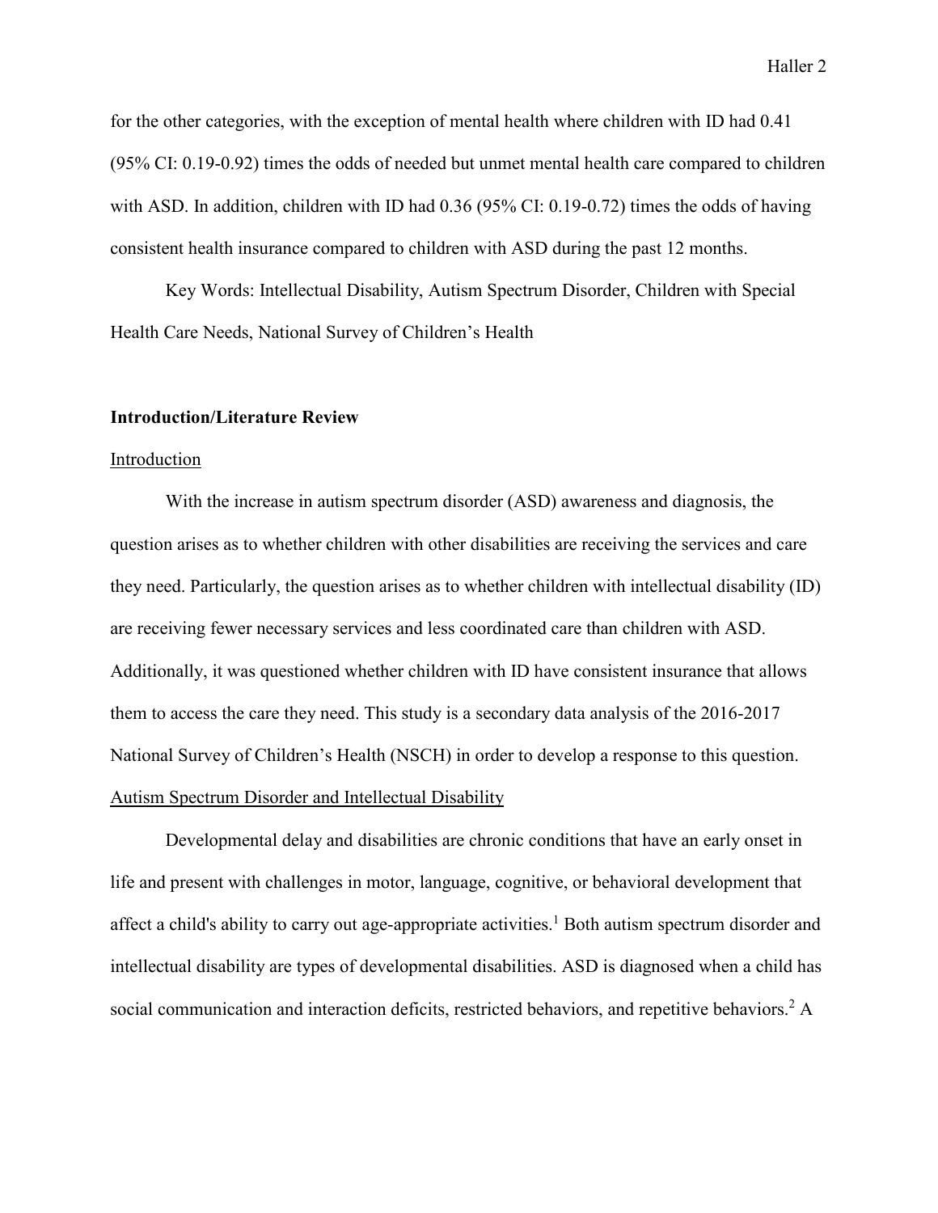for the other categories, with the exception of mental health where children with ID had 0.41 (95% CI: 0.19-0.92) times the odds of needed but unmet mental health care compared to children with ASD. In addition, children with ID had 0.36 (95% CI: 0.19-0.72) times the odds of having consistent health insurance compared to children with ASD during the past 12 months.

Key Words: Intellectual Disability, Autism Spectrum Disorder, Children with Special Health Care Needs, National Survey of Children's Health

## Introduction/Literature Review

### Introduction

With the increase in autism spectrum disorder (ASD) awareness and diagnosis, the question arises as to whether children with other disabilities are receiving the services and care they need. Particularly, the question arises as to whether children with intellectual disability (ID) are receiving fewer necessary services and less coordinated care than children with ASD. Additionally, it was questioned whether children with ID have consistent insurance that allows them to access the care they need. This study is a secondary data analysis of the 2016-2017 National Survey of Children's Health (NSCH) in order to develop a response to this question.

### Autism Spectrum Disorder and Intellectual Disability

Developmental delay and disabilities are chronic conditions that have an early onset in life and present with challenges in motor, language, cognitive, or behavioral development that affect a child's ability to carry out age-appropriate activities.[1] Both autism spectrum disorder and intellectual disability are types of developmental disabilities. ASD is diagnosed when a child has social communication and interaction deficits, restricted behaviors, and repetitive behaviors.[2] A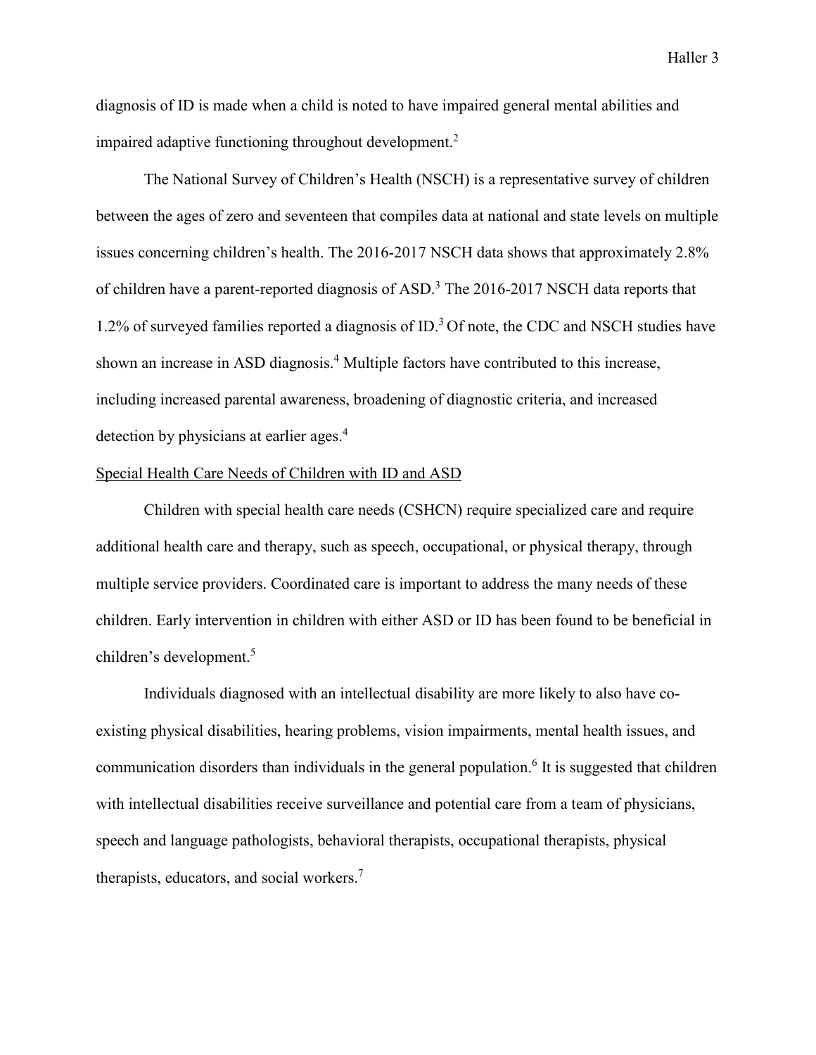diagnosis of ID is made when a child is noted to have impaired general mental abilities and impaired adaptive functioning throughout development.[2]

The National Survey of Children's Health (NSCH) is a representative survey of children between the ages of zero and seventeen that compiles data at national and state levels on multiple issues concerning children's health. The 2016-2017 NSCH data shows that approximately 2.8% of children have a parent-reported diagnosis of ASD.[3] The 2016-2017 NSCH data reports that 1.2% of surveyed families reported a diagnosis of ID.[3] Of note, the CDC and NSCH studies have shown an increase in ASD diagnosis.[4] Multiple factors have contributed to this increase, including increased parental awareness, broadening of diagnostic criteria, and increased detection by physicians at earlier ages.[4]

Special Health Care Needs of Children with ID and ASD

Children with special health care needs (CSHCN) require specialized care and require additional health care and therapy, such as speech, occupational, or physical therapy, through multiple service providers. Coordinated care is important to address the many needs of these children. Early intervention in children with either ASD or ID has been found to be beneficial in children's development.[5]

Individuals diagnosed with an intellectual disability are more likely to also have co-existing physical disabilities, hearing problems, vision impairments, mental health issues, and communication disorders than individuals in the general population.[6] It is suggested that children with intellectual disabilities receive surveillance and potential care from a team of physicians, speech and language pathologists, behavioral therapists, occupational therapists, physical therapists, educators, and social workers.[7]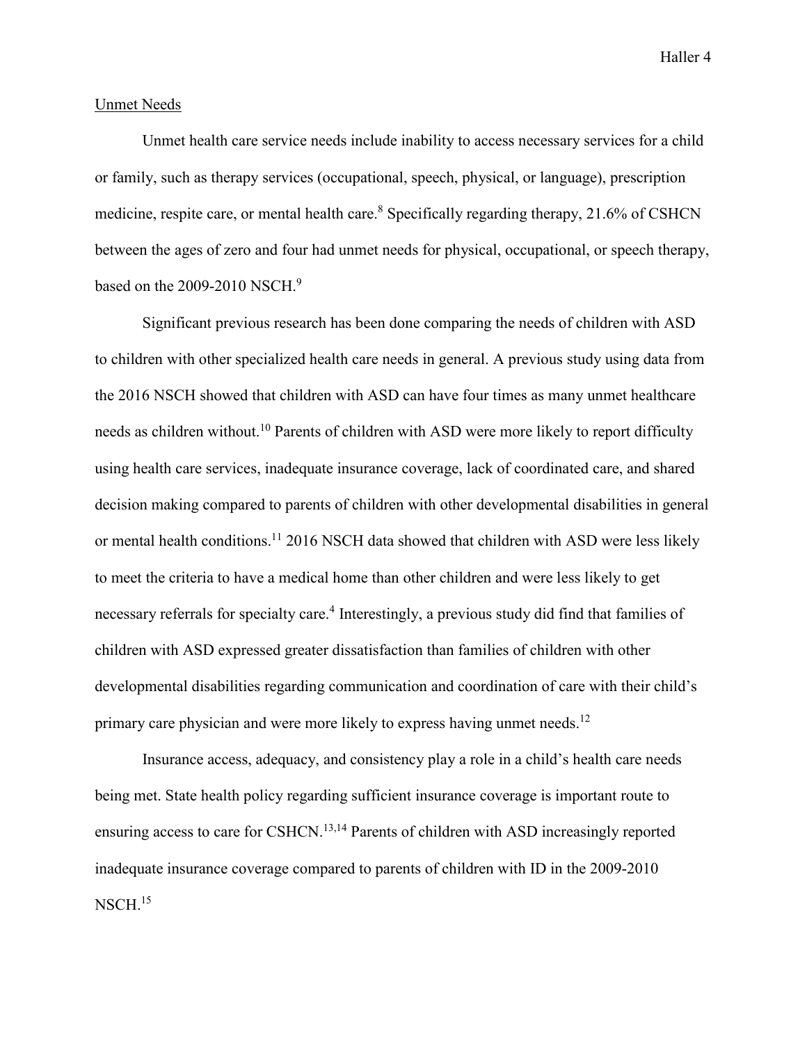Unmet Needs

Unmet health care service needs include inability to access necessary services for a child or family, such as therapy services (occupational, speech, physical, or language), prescription medicine, respite care, or mental health care.[8] Specifically regarding therapy, 21.6% of CSHCN between the ages of zero and four had unmet needs for physical, occupational, or speech therapy, based on the 2009-2010 NSCH.[9]

Significant previous research has been done comparing the needs of children with ASD to children with other specialized health care needs in general. A previous study using data from the 2016 NSCH showed that children with ASD can have four times as many unmet healthcare needs as children without.[10] Parents of children with ASD were more likely to report difficulty using health care services, inadequate insurance coverage, lack of coordinated care, and shared decision making compared to parents of children with other developmental disabilities in general or mental health conditions.[11] 2016 NSCH data showed that children with ASD were less likely to meet the criteria to have a medical home than other children and were less likely to get necessary referrals for specialty care.[4] Interestingly, a previous study did find that families of children with ASD expressed greater dissatisfaction than families of children with other developmental disabilities regarding communication and coordination of care with their child's primary care physician and were more likely to express having unmet needs.[12]

Insurance access, adequacy, and consistency play a role in a child's health care needs being met. State health policy regarding sufficient insurance coverage is important route to ensuring access to care for CSHCN.[13,14] Parents of children with ASD increasingly reported inadequate insurance coverage compared to parents of children with ID in the 2009-2010 NSCH.[15]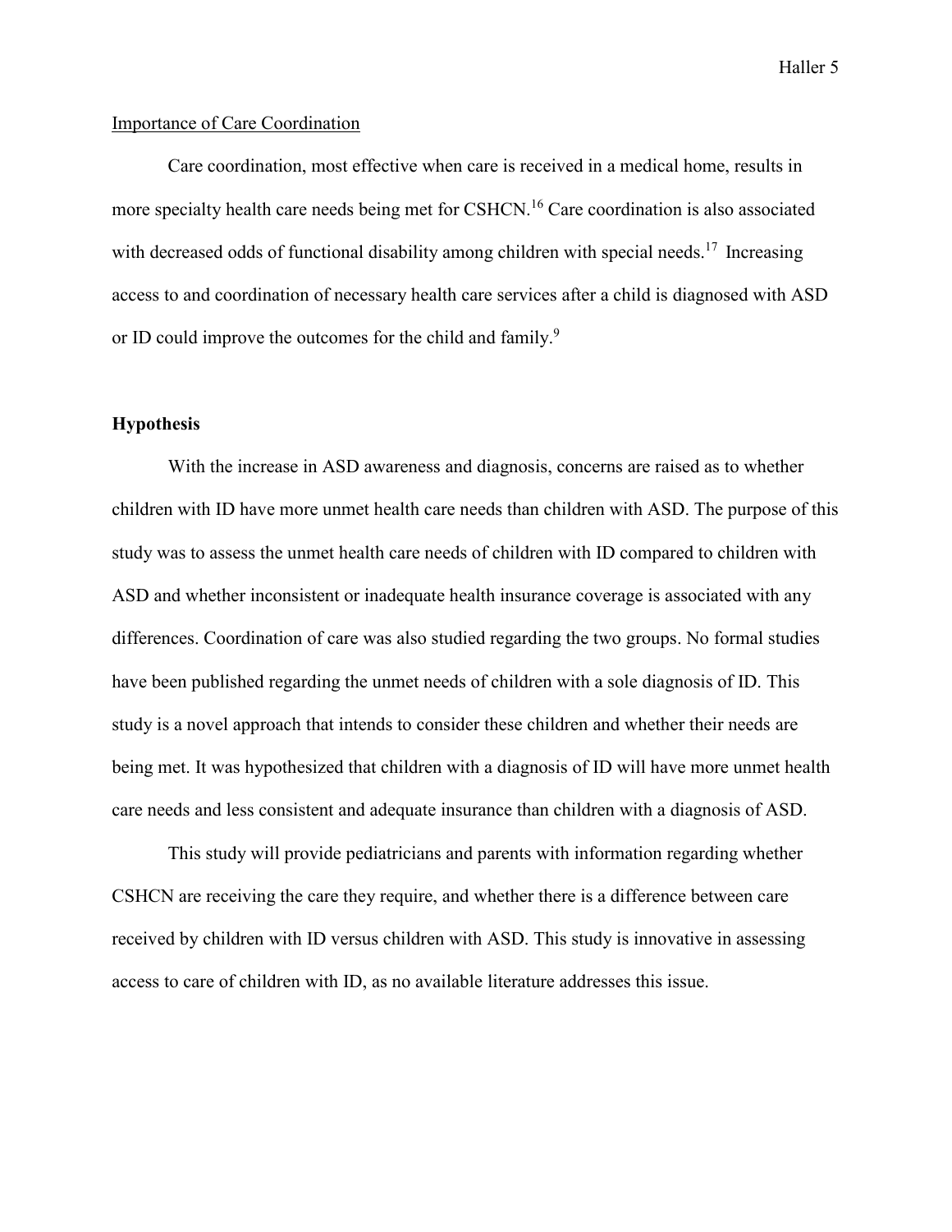Importance of Care Coordination

Care coordination, most effective when care is received in a medical home, results in more specialty health care needs being met for CSHCN.[16] Care coordination is also associated with decreased odds of functional disability among children with special needs.[17] Increasing access to and coordination of necessary health care services after a child is diagnosed with ASD or ID could improve the outcomes for the child and family.[9]

## Hypothesis

With the increase in ASD awareness and diagnosis, concerns are raised as to whether children with ID have more unmet health care needs than children with ASD. The purpose of this study was to assess the unmet health care needs of children with ID compared to children with ASD and whether inconsistent or inadequate health insurance coverage is associated with any differences. Coordination of care was also studied regarding the two groups. No formal studies have been published regarding the unmet needs of children with a sole diagnosis of ID. This study is a novel approach that intends to consider these children and whether their needs are being met. It was hypothesized that children with a diagnosis of ID will have more unmet health care needs and less consistent and adequate insurance than children with a diagnosis of ASD.

This study will provide pediatricians and parents with information regarding whether CSHCN are receiving the care they require, and whether there is a difference between care received by children with ID versus children with ASD. This study is innovative in assessing access to care of children with ID, as no available literature addresses this issue.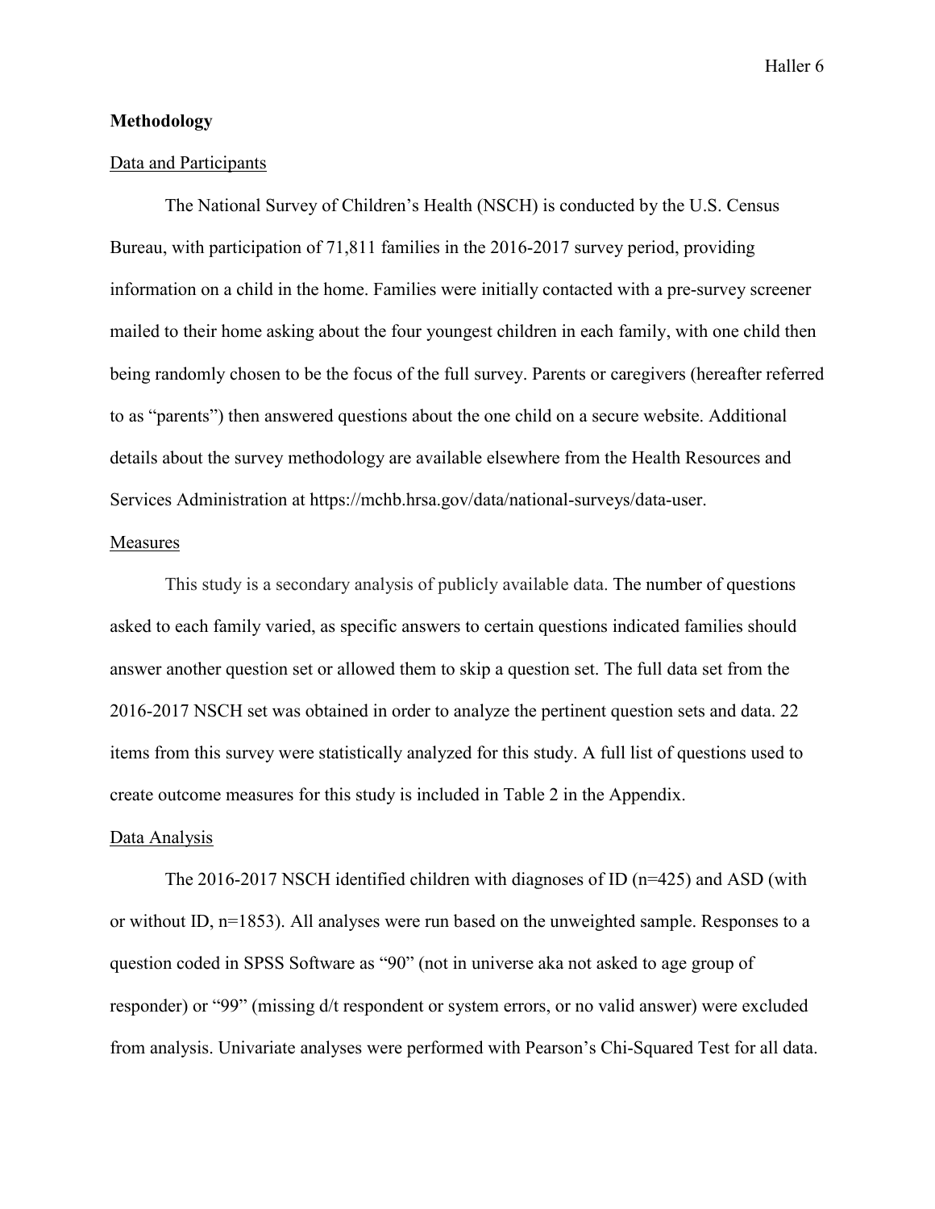**Methodology**

Data and Participants

The National Survey of Children's Health (NSCH) is conducted by the U.S. Census Bureau, with participation of 71,811 families in the 2016-2017 survey period, providing information on a child in the home. Families were initially contacted with a pre-survey screener mailed to their home asking about the four youngest children in each family, with one child then being randomly chosen to be the focus of the full survey. Parents or caregivers (hereafter referred to as "parents") then answered questions about the one child on a secure website. Additional details about the survey methodology are available elsewhere from the Health Resources and Services Administration at https://mchb.hrsa.gov/data/national-surveys/data-user.

Measures

This study is a secondary analysis of publicly available data. The number of questions asked to each family varied, as specific answers to certain questions indicated families should answer another question set or allowed them to skip a question set. The full data set from the 2016-2017 NSCH set was obtained in order to analyze the pertinent question sets and data. 22 items from this survey were statistically analyzed for this study. A full list of questions used to create outcome measures for this study is included in Table 2 in the Appendix.

Data Analysis

The 2016-2017 NSCH identified children with diagnoses of ID (n=425) and ASD (with or without ID, n=1853). All analyses were run based on the unweighted sample. Responses to a question coded in SPSS Software as "90" (not in universe aka not asked to age group of responder) or "99" (missing d/t respondent or system errors, or no valid answer) were excluded from analysis. Univariate analyses were performed with Pearson's Chi-Squared Test for all data.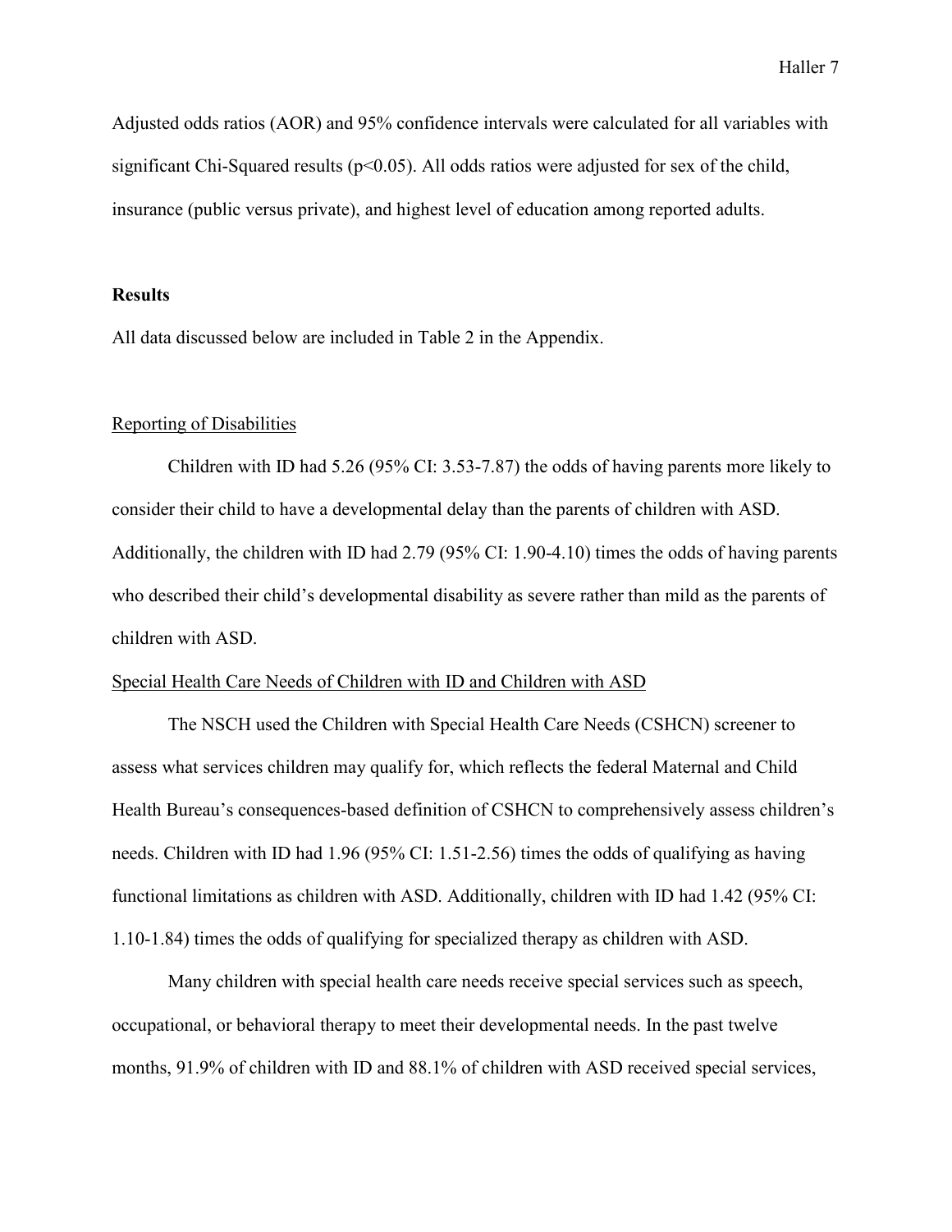Adjusted odds ratios (AOR) and 95% confidence intervals were calculated for all variables with significant Chi-Squared results ($p<0.05$). All odds ratios were adjusted for sex of the child, insurance (public versus private), and highest level of education among reported adults.

## Results

All data discussed below are included in Table 2 in the Appendix.

### Reporting of Disabilities

Children with ID had 5.26 (95% CI: 3.53-7.87) the odds of having parents more likely to consider their child to have a developmental delay than the parents of children with ASD. Additionally, the children with ID had 2.79 (95% CI: 1.90-4.10) times the odds of having parents who described their child's developmental disability as severe rather than mild as the parents of children with ASD.

### Special Health Care Needs of Children with ID and Children with ASD

The NSCH used the Children with Special Health Care Needs (CSHCN) screener to assess what services children may qualify for, which reflects the federal Maternal and Child Health Bureau's consequences-based definition of CSHCN to comprehensively assess children's needs. Children with ID had 1.96 (95% CI: 1.51-2.56) times the odds of qualifying as having functional limitations as children with ASD. Additionally, children with ID had 1.42 (95% CI: 1.10-1.84) times the odds of qualifying for specialized therapy as children with ASD.

Many children with special health care needs receive special services such as speech, occupational, or behavioral therapy to meet their developmental needs. In the past twelve months, 91.9% of children with ID and 88.1% of children with ASD received special services,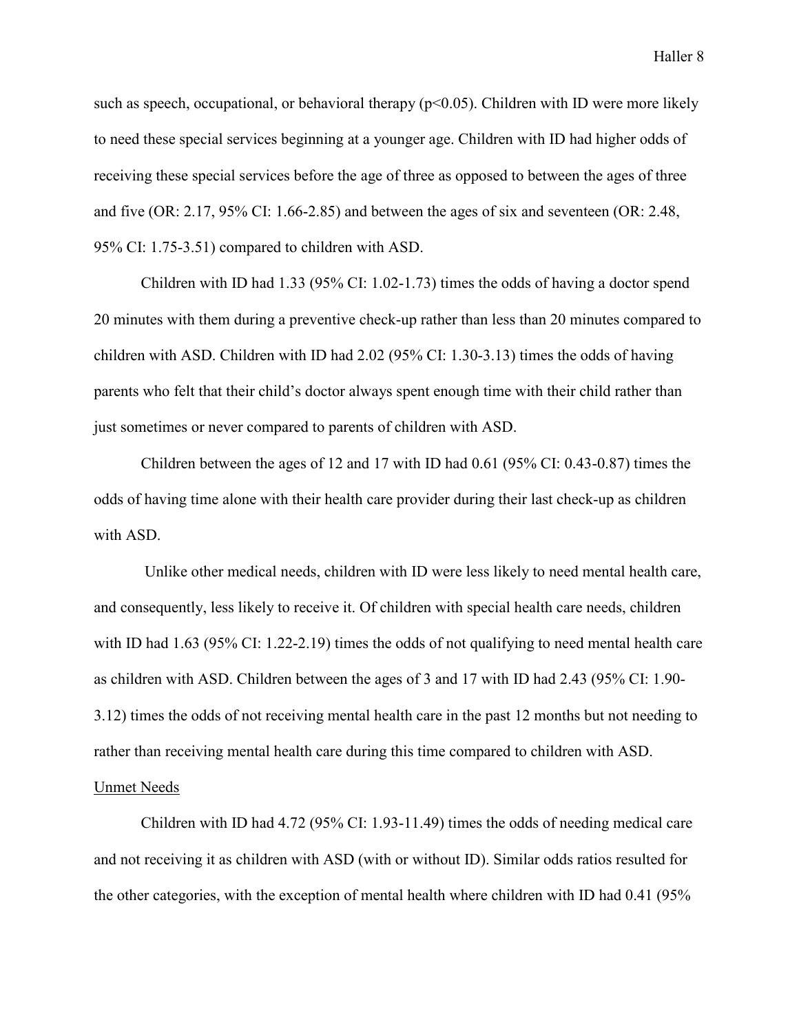such as speech, occupational, or behavioral therapy ($p<0.05$). Children with ID were more likely to need these special services beginning at a younger age. Children with ID had higher odds of receiving these special services before the age of three as opposed to between the ages of three and five (OR: 2.17, 95% CI: 1.66-2.85) and between the ages of six and seventeen (OR: 2.48, 95% CI: 1.75-3.51) compared to children with ASD.

Children with ID had 1.33 (95% CI: 1.02-1.73) times the odds of having a doctor spend 20 minutes with them during a preventive check-up rather than less than 20 minutes compared to children with ASD. Children with ID had 2.02 (95% CI: 1.30-3.13) times the odds of having parents who felt that their child's doctor always spent enough time with their child rather than just sometimes or never compared to parents of children with ASD.

Children between the ages of 12 and 17 with ID had 0.61 (95% CI: 0.43-0.87) times the odds of having time alone with their health care provider during their last check-up as children with ASD.

Unlike other medical needs, children with ID were less likely to need mental health care, and consequently, less likely to receive it. Of children with special health care needs, children with ID had 1.63 (95% CI: 1.22-2.19) times the odds of not qualifying to need mental health care as children with ASD. Children between the ages of 3 and 17 with ID had 2.43 (95% CI: 1.90-3.12) times the odds of not receiving mental health care in the past 12 months but not needing to rather than receiving mental health care during this time compared to children with ASD.

Unmet Needs

Children with ID had 4.72 (95% CI: 1.93-11.49) times the odds of needing medical care and not receiving it as children with ASD (with or without ID). Similar odds ratios resulted for the other categories, with the exception of mental health where children with ID had 0.41 (95%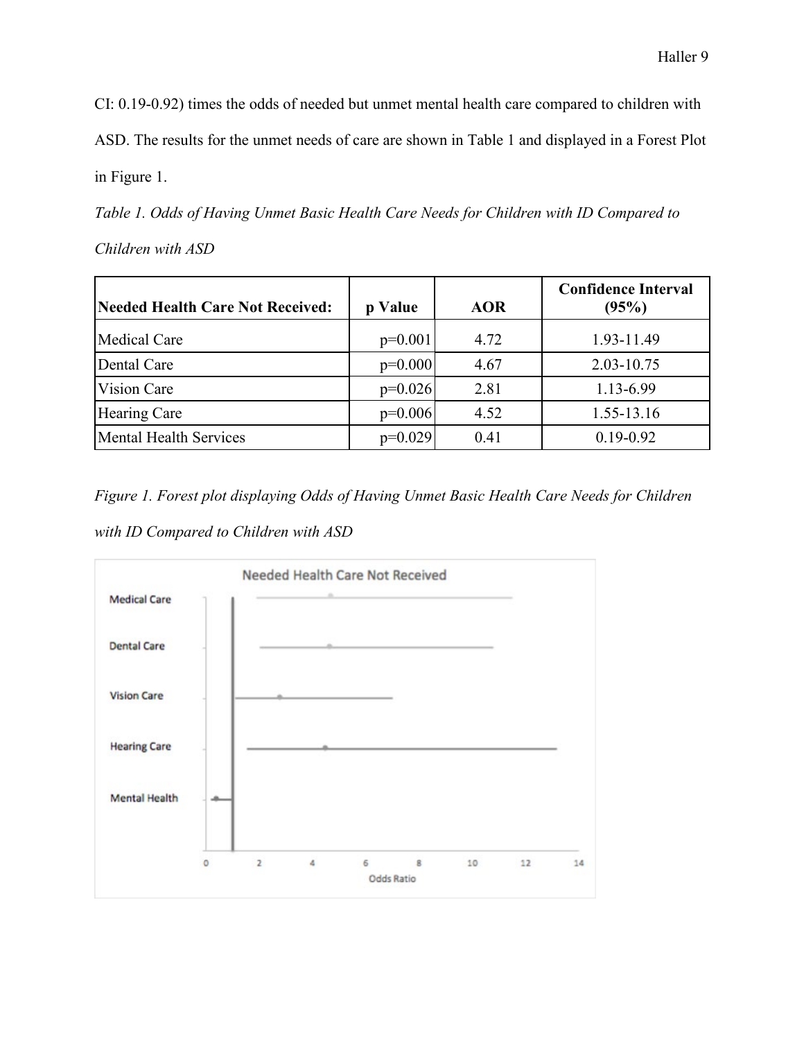CI: 0.19-0.92) times the odds of needed but unmet mental health care compared to children with ASD. The results for the unmet needs of care are shown in Table 1 and displayed in a Forest Plot in Figure 1.

*Table 1. Odds of Having Unmet Basic Health Care Needs for Children with ID Compared to Children with ASD*

| **Needed Health Care Not Received:** | **p Value** | **AOR** | **Confidence Interval (95%)** |
|---|---|---|---|
| Medical Care | p=0.001 | 4.72 | 1.93-11.49 |
| Dental Care | p=0.000 | 4.67 | 2.03-10.75 |
| Vision Care | p=0.026 | 2.81 | 1.13-6.99 |
| Hearing Care | p=0.006 | 4.52 | 1.55-13.16 |
| Mental Health Services | p=0.029 | 0.41 | 0.19-0.92 |

*Figure 1. Forest plot displaying Odds of Having Unmet Basic Health Care Needs for Children with ID Compared to Children with ASD*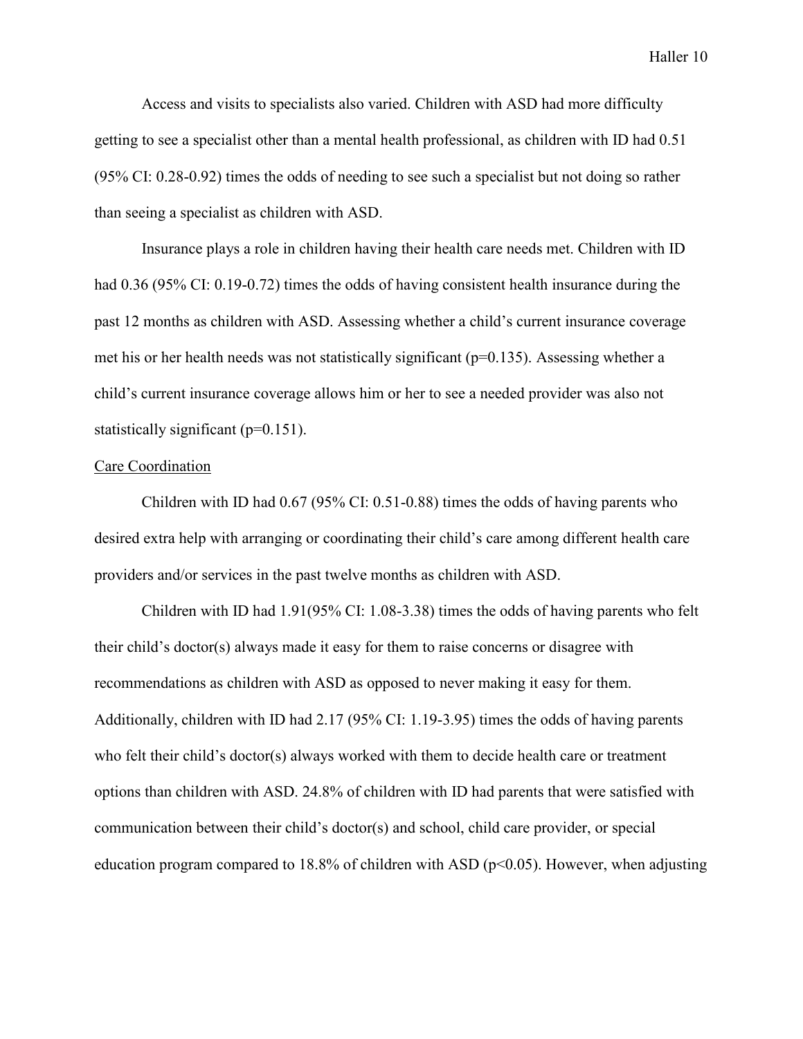Access and visits to specialists also varied. Children with ASD had more difficulty getting to see a specialist other than a mental health professional, as children with ID had 0.51 (95% CI: 0.28-0.92) times the odds of needing to see such a specialist but not doing so rather than seeing a specialist as children with ASD.

Insurance plays a role in children having their health care needs met. Children with ID had 0.36 (95% CI: 0.19-0.72) times the odds of having consistent health insurance during the past 12 months as children with ASD. Assessing whether a child's current insurance coverage met his or her health needs was not statistically significant ($p=0.135$). Assessing whether a child's current insurance coverage allows him or her to see a needed provider was also not statistically significant ($p=0.151$).

Care Coordination

Children with ID had 0.67 (95% CI: 0.51-0.88) times the odds of having parents who desired extra help with arranging or coordinating their child's care among different health care providers and/or services in the past twelve months as children with ASD.

Children with ID had 1.91(95% CI: 1.08-3.38) times the odds of having parents who felt their child's doctor(s) always made it easy for them to raise concerns or disagree with recommendations as children with ASD as opposed to never making it easy for them. Additionally, children with ID had 2.17 (95% CI: 1.19-3.95) times the odds of having parents who felt their child's doctor(s) always worked with them to decide health care or treatment options than children with ASD. 24.8% of children with ID had parents that were satisfied with communication between their child's doctor(s) and school, child care provider, or special education program compared to 18.8% of children with ASD ($p<0.05$). However, when adjusting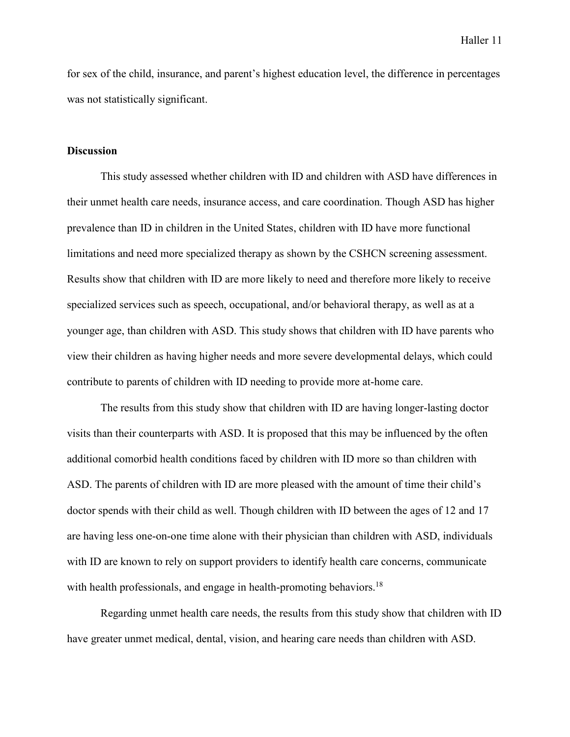for sex of the child, insurance, and parent's highest education level, the difference in percentages was not statistically significant.

**Discussion**

This study assessed whether children with ID and children with ASD have differences in their unmet health care needs, insurance access, and care coordination. Though ASD has higher prevalence than ID in children in the United States, children with ID have more functional limitations and need more specialized therapy as shown by the CSHCN screening assessment. Results show that children with ID are more likely to need and therefore more likely to receive specialized services such as speech, occupational, and/or behavioral therapy, as well as at a younger age, than children with ASD. This study shows that children with ID have parents who view their children as having higher needs and more severe developmental delays, which could contribute to parents of children with ID needing to provide more at-home care.

The results from this study show that children with ID are having longer-lasting doctor visits than their counterparts with ASD. It is proposed that this may be influenced by the often additional comorbid health conditions faced by children with ID more so than children with ASD. The parents of children with ID are more pleased with the amount of time their child's doctor spends with their child as well. Though children with ID between the ages of 12 and 17 are having less one-on-one time alone with their physician than children with ASD, individuals with ID are known to rely on support providers to identify health care concerns, communicate with health professionals, and engage in health-promoting behaviors.[18]

Regarding unmet health care needs, the results from this study show that children with ID have greater unmet medical, dental, vision, and hearing care needs than children with ASD.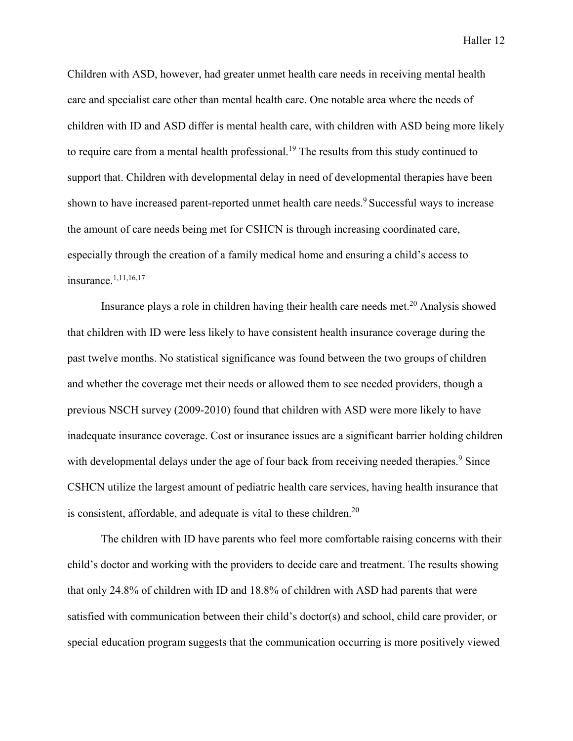Children with ASD, however, had greater unmet health care needs in receiving mental health care and specialist care other than mental health care. One notable area where the needs of children with ID and ASD differ is mental health care, with children with ASD being more likely to require care from a mental health professional.[19] The results from this study continued to support that. Children with developmental delay in need of developmental therapies have been shown to have increased parent-reported unmet health care needs.[9] Successful ways to increase the amount of care needs being met for CSHCN is through increasing coordinated care, especially through the creation of a family medical home and ensuring a child's access to insurance.[1,11,16,17]

Insurance plays a role in children having their health care needs met.[20] Analysis showed that children with ID were less likely to have consistent health insurance coverage during the past twelve months. No statistical significance was found between the two groups of children and whether the coverage met their needs or allowed them to see needed providers, though a previous NSCH survey (2009-2010) found that children with ASD were more likely to have inadequate insurance coverage. Cost or insurance issues are a significant barrier holding children with developmental delays under the age of four back from receiving needed therapies.[9] Since CSHCN utilize the largest amount of pediatric health care services, having health insurance that is consistent, affordable, and adequate is vital to these children.[20]

The children with ID have parents who feel more comfortable raising concerns with their child's doctor and working with the providers to decide care and treatment. The results showing that only 24.8% of children with ID and 18.8% of children with ASD had parents that were satisfied with communication between their child's doctor(s) and school, child care provider, or special education program suggests that the communication occurring is more positively viewed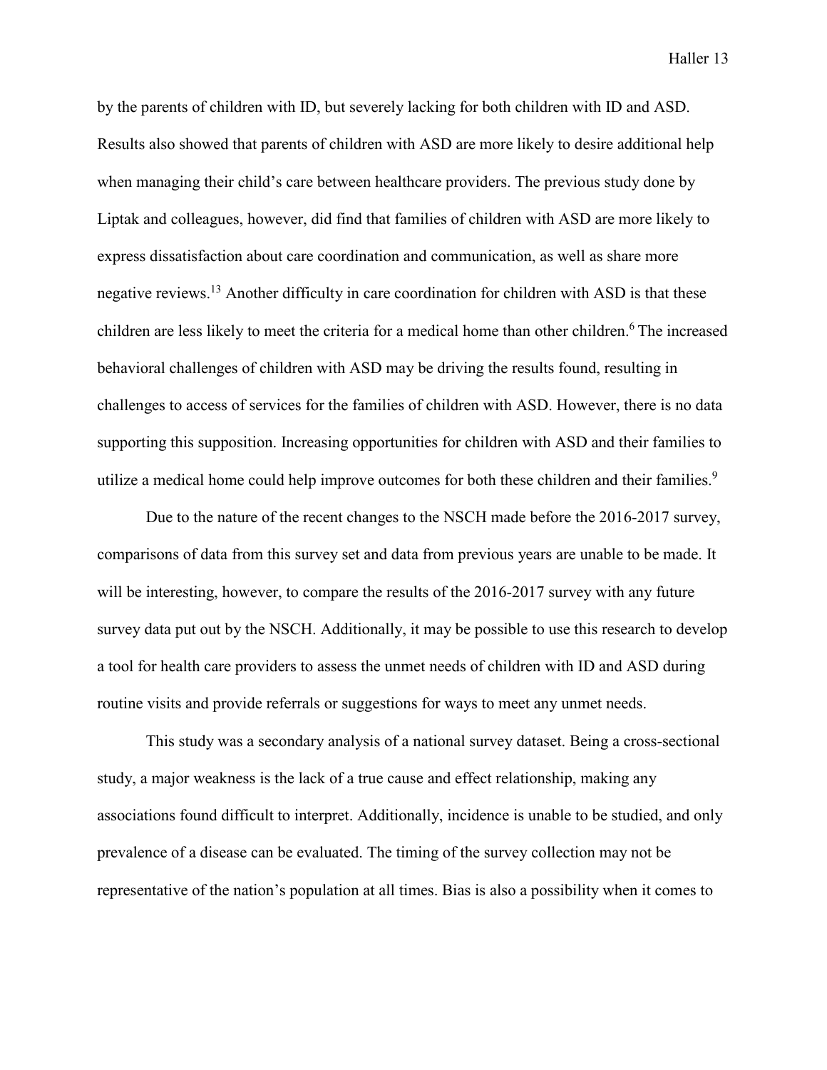by the parents of children with ID, but severely lacking for both children with ID and ASD. Results also showed that parents of children with ASD are more likely to desire additional help when managing their child's care between healthcare providers. The previous study done by Liptak and colleagues, however, did find that families of children with ASD are more likely to express dissatisfaction about care coordination and communication, as well as share more negative reviews.[13] Another difficulty in care coordination for children with ASD is that these children are less likely to meet the criteria for a medical home than other children.[6] The increased behavioral challenges of children with ASD may be driving the results found, resulting in challenges to access of services for the families of children with ASD. However, there is no data supporting this supposition. Increasing opportunities for children with ASD and their families to utilize a medical home could help improve outcomes for both these children and their families.[9]

Due to the nature of the recent changes to the NSCH made before the 2016-2017 survey, comparisons of data from this survey set and data from previous years are unable to be made. It will be interesting, however, to compare the results of the 2016-2017 survey with any future survey data put out by the NSCH. Additionally, it may be possible to use this research to develop a tool for health care providers to assess the unmet needs of children with ID and ASD during routine visits and provide referrals or suggestions for ways to meet any unmet needs.

This study was a secondary analysis of a national survey dataset. Being a cross-sectional study, a major weakness is the lack of a true cause and effect relationship, making any associations found difficult to interpret. Additionally, incidence is unable to be studied, and only prevalence of a disease can be evaluated. The timing of the survey collection may not be representative of the nation's population at all times. Bias is also a possibility when it comes to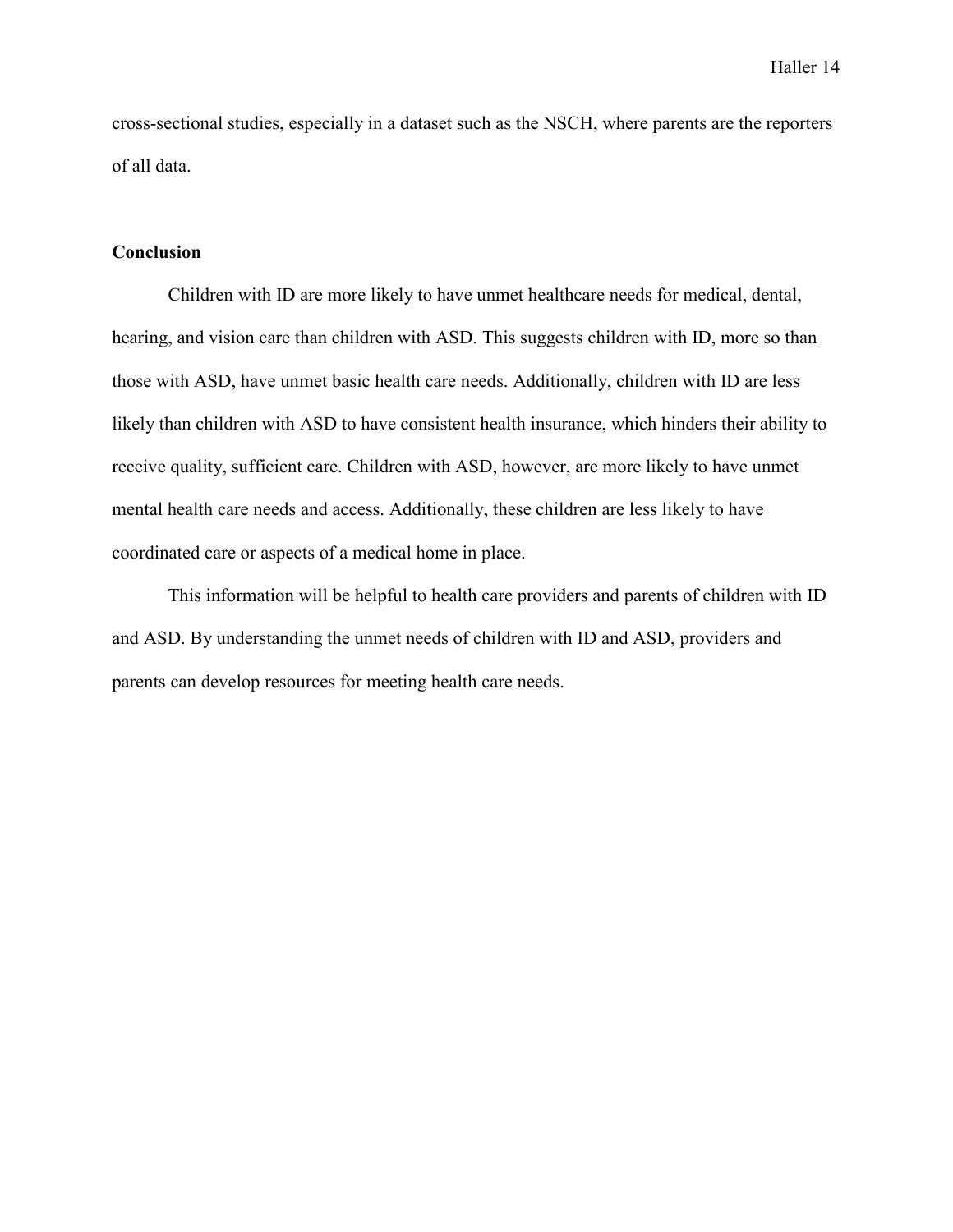cross-sectional studies, especially in a dataset such as the NSCH, where parents are the reporters of all data.

## Conclusion

Children with ID are more likely to have unmet healthcare needs for medical, dental, hearing, and vision care than children with ASD. This suggests children with ID, more so than those with ASD, have unmet basic health care needs. Additionally, children with ID are less likely than children with ASD to have consistent health insurance, which hinders their ability to receive quality, sufficient care. Children with ASD, however, are more likely to have unmet mental health care needs and access. Additionally, these children are less likely to have coordinated care or aspects of a medical home in place.

This information will be helpful to health care providers and parents of children with ID and ASD. By understanding the unmet needs of children with ID and ASD, providers and parents can develop resources for meeting health care needs.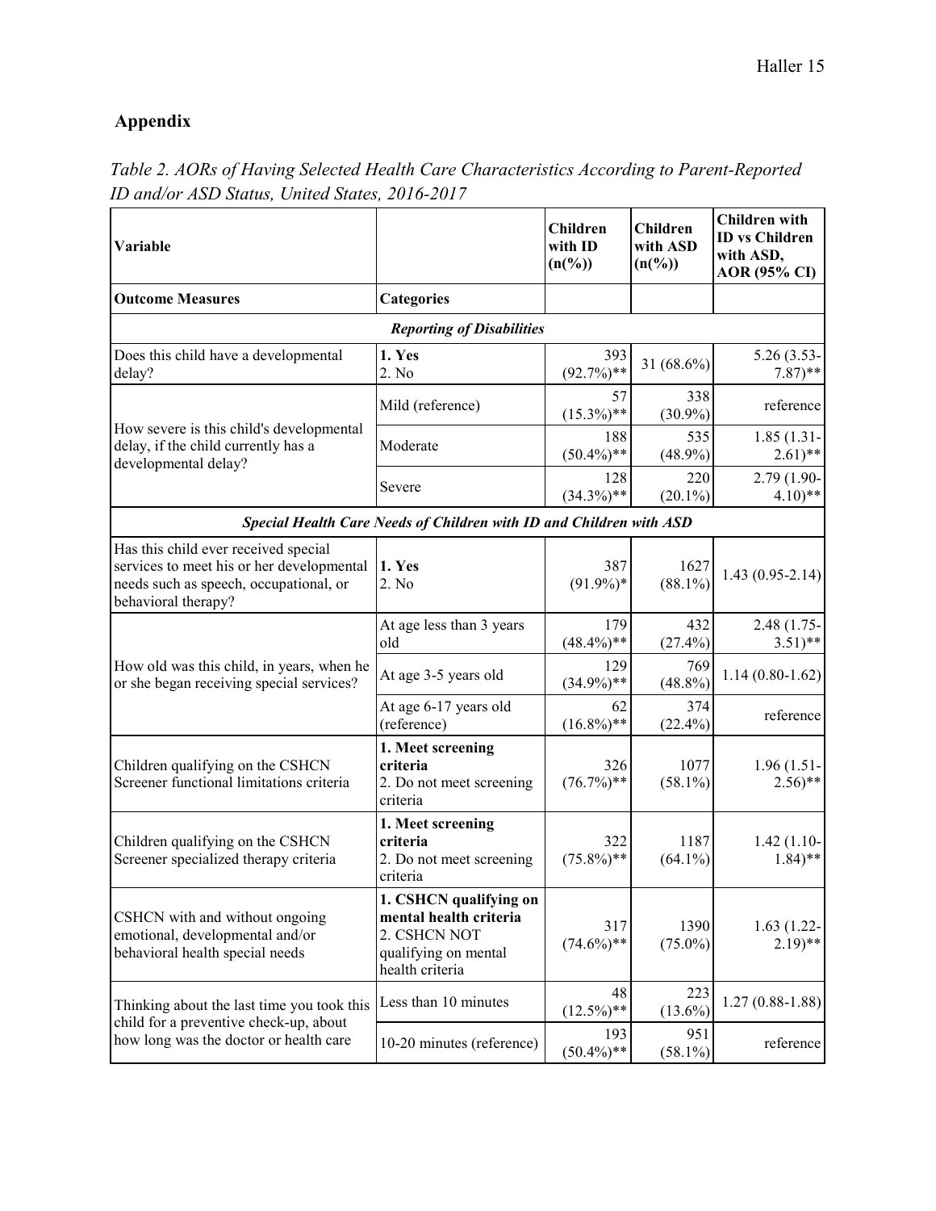## Appendix

*Table 2. AORs of Having Selected Health Care Characteristics According to Parent-Reported ID and/or ASD Status, United States, 2016-2017*

| Variable | | Children with ID (n(%)) | Children with ASD (n(%)) | Children with ID vs Children with ASD, AOR (95% CI) |
|---|---|---|---|---|
| **Outcome Measures** | **Categories** | | | |
| ***Reporting of Disabilities*** | | | | |
| Does this child have a developmental delay? | **1. Yes** 2. No | 393 (92.7%)** | 31 (68.6%) | 5.26 (3.53-7.87)** |
| How severe is this child's developmental delay, if the child currently has a developmental delay? | Mild (reference) | 57 (15.3%)** | 338 (30.9%) | reference |
| | Moderate | 188 (50.4%)** | 535 (48.9%) | 1.85 (1.31-2.61)** |
| | Severe | 128 (34.3%)** | 220 (20.1%) | 2.79 (1.90-4.10)** |
| ***Special Health Care Needs of Children with ID and Children with ASD*** | | | | |
| Has this child ever received special services to meet his or her developmental needs such as speech, occupational, or behavioral therapy? | **1. Yes** 2. No | 387 (91.9%)* | 1627 (88.1%) | 1.43 (0.95-2.14) |
| How old was this child, in years, when he or she began receiving special services? | At age less than 3 years old | 179 (48.4%)** | 432 (27.4%) | 2.48 (1.75-3.51)** |
| | At age 3-5 years old | 129 (34.9%)** | 769 (48.8%) | 1.14 (0.80-1.62) |
| | At age 6-17 years old (reference) | 62 (16.8%)** | 374 (22.4%) | reference |
| Children qualifying on the CSHCN Screener functional limitations criteria | **1. Meet screening criteria** 2. Do not meet screening criteria | 326 (76.7%)** | 1077 (58.1%) | 1.96 (1.51-2.56)** |
| Children qualifying on the CSHCN Screener specialized therapy criteria | **1. Meet screening criteria** 2. Do not meet screening criteria | 322 (75.8%)** | 1187 (64.1%) | 1.42 (1.10-1.84)** |
| CSHCN with and without ongoing emotional, developmental and/or behavioral health special needs | **1. CSHCN qualifying on mental health criteria** 2. CSHCN NOT qualifying on mental health criteria | 317 (74.6%)** | 1390 (75.0%) | 1.63 (1.22-2.19)** |
| Thinking about the last time you took this child for a preventive check-up, about how long was the doctor or health care | Less than 10 minutes | 48 (12.5%)** | 223 (13.6%) | 1.27 (0.88-1.88) |
| | 10-20 minutes (reference) | 193 (50.4%)** | 951 (58.1%) | reference |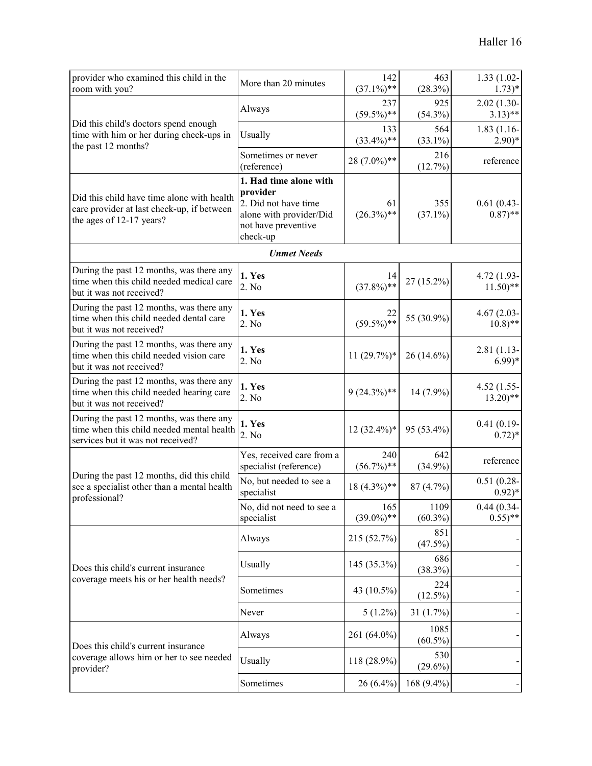| | | | | |
|---|---|---|---|---|
| provider who examined this child in the room with you? | More than 20 minutes | 142 (37.1%)** | 463 (28.3%) | 1.33 (1.02-1.73)* |
| Did this child's doctors spend enough time with him or her during check-ups in the past 12 months? | Always | 237 (59.5%)** | 925 (54.3%) | 2.02 (1.30-3.13)** |
| | Usually | 133 (33.4%)** | 564 (33.1%) | 1.83 (1.16-2.90)* |
| | Sometimes or never (reference) | 28 (7.0%)** | 216 (12.7%) | reference |
| Did this child have time alone with health care provider at last check-up, if between the ages of 12-17 years? | **1. Had time alone with provider** 2. Did not have time alone with provider/Did not have preventive check-up | 61 (26.3%)** | 355 (37.1%) | 0.61 (0.43-0.87)** |
| | ***Unmet Needs*** | | | |
| During the past 12 months, was there any time when this child needed medical care but it was not received? | **1. Yes** 2. No | 14 (37.8%)** | 27 (15.2%) | 4.72 (1.93-11.50)** |
| During the past 12 months, was there any time when this child needed dental care but it was not received? | **1. Yes** 2. No | 22 (59.5%)** | 55 (30.9%) | 4.67 (2.03-10.8)** |
| During the past 12 months, was there any time when this child needed vision care but it was not received? | **1. Yes** 2. No | 11 (29.7%)* | 26 (14.6%) | 2.81 (1.13-6.99)* |
| During the past 12 months, was there any time when this child needed hearing care but it was not received? | **1. Yes** 2. No | 9 (24.3%)** | 14 (7.9%) | 4.52 (1.55-13.20)** |
| During the past 12 months, was there any time when this child needed mental health services but it was not received? | **1. Yes** 2. No | 12 (32.4%)* | 95 (53.4%) | 0.41 (0.19-0.72)* |
| During the past 12 months, did this child see a specialist other than a mental health professional? | Yes, received care from a specialist (reference) | 240 (56.7%)** | 642 (34.9%) | reference |
| | No, but needed to see a specialist | 18 (4.3%)** | 87 (4.7%) | 0.51 (0.28-0.92)* |
| | No, did not need to see a specialist | 165 (39.0%)** | 1109 (60.3%) | 0.44 (0.34-0.55)** |
| Does this child's current insurance coverage meets his or her health needs? | Always | 215 (52.7%) | 851 (47.5%) | - |
| | Usually | 145 (35.3%) | 686 (38.3%) | - |
| | Sometimes | 43 (10.5%) | 224 (12.5%) | - |
| | Never | 5 (1.2%) | 31 (1.7%) | - |
| Does this child's current insurance coverage allows him or her to see needed provider? | Always | 261 (64.0%) | 1085 (60.5%) | - |
| | Usually | 118 (28.9%) | 530 (29.6%) | - |
| | Sometimes | 26 (6.4%) | 168 (9.4%) | - |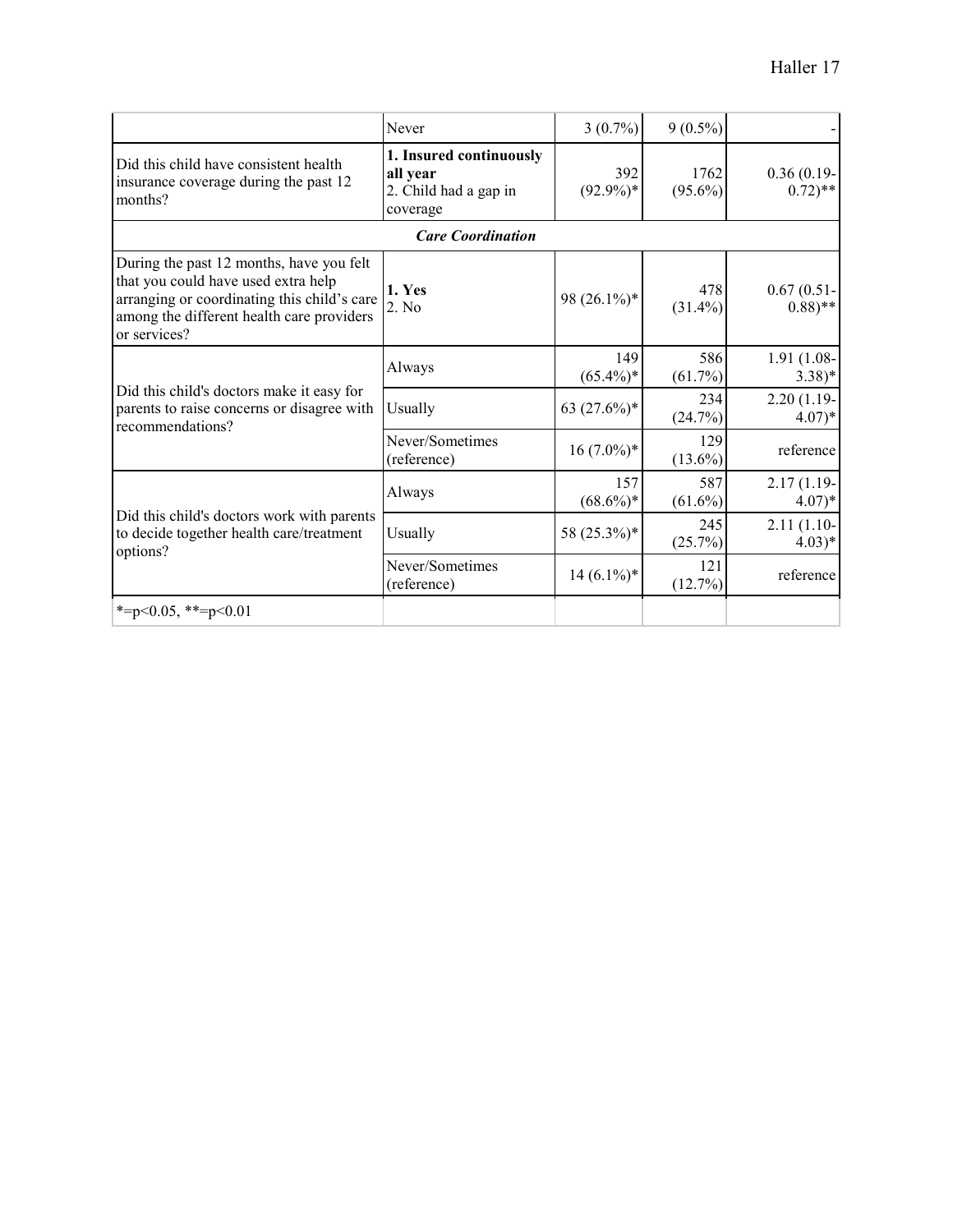| | | | | |
|---|---|---|---|---|
| | Never | 3 (0.7%) | 9 (0.5%) | - |
| Did this child have consistent health insurance coverage during the past 12 months? | **1. Insured continuously all year**<br>2. Child had a gap in coverage | 392 (92.9%)* | 1762 (95.6%) | 0.36 (0.19-0.72)** |
| | ***Care Coordination*** | | | |
| During the past 12 months, have you felt that you could have used extra help arranging or coordinating this child's care among the different health care providers or services? | **1. Yes**<br>2. No | 98 (26.1%)* | 478 (31.4%) | 0.67 (0.51-0.88)** |
| Did this child's doctors make it easy for parents to raise concerns or disagree with recommendations? | Always | 149 (65.4%)* | 586 (61.7%) | 1.91 (1.08-3.38)* |
| | Usually | 63 (27.6%)* | 234 (24.7%) | 2.20 (1.19-4.07)* |
| | Never/Sometimes (reference) | 16 (7.0%)* | 129 (13.6%) | reference |
| Did this child's doctors work with parents to decide together health care/treatment options? | Always | 157 (68.6%)* | 587 (61.6%) | 2.17 (1.19-4.07)* |
| | Usually | 58 (25.3%)* | 245 (25.7%) | 2.11 (1.10-4.03)* |
| | Never/Sometimes (reference) | 14 (6.1%)* | 121 (12.7%) | reference |
| *=p<0.05, **=p<0.01 | | | | |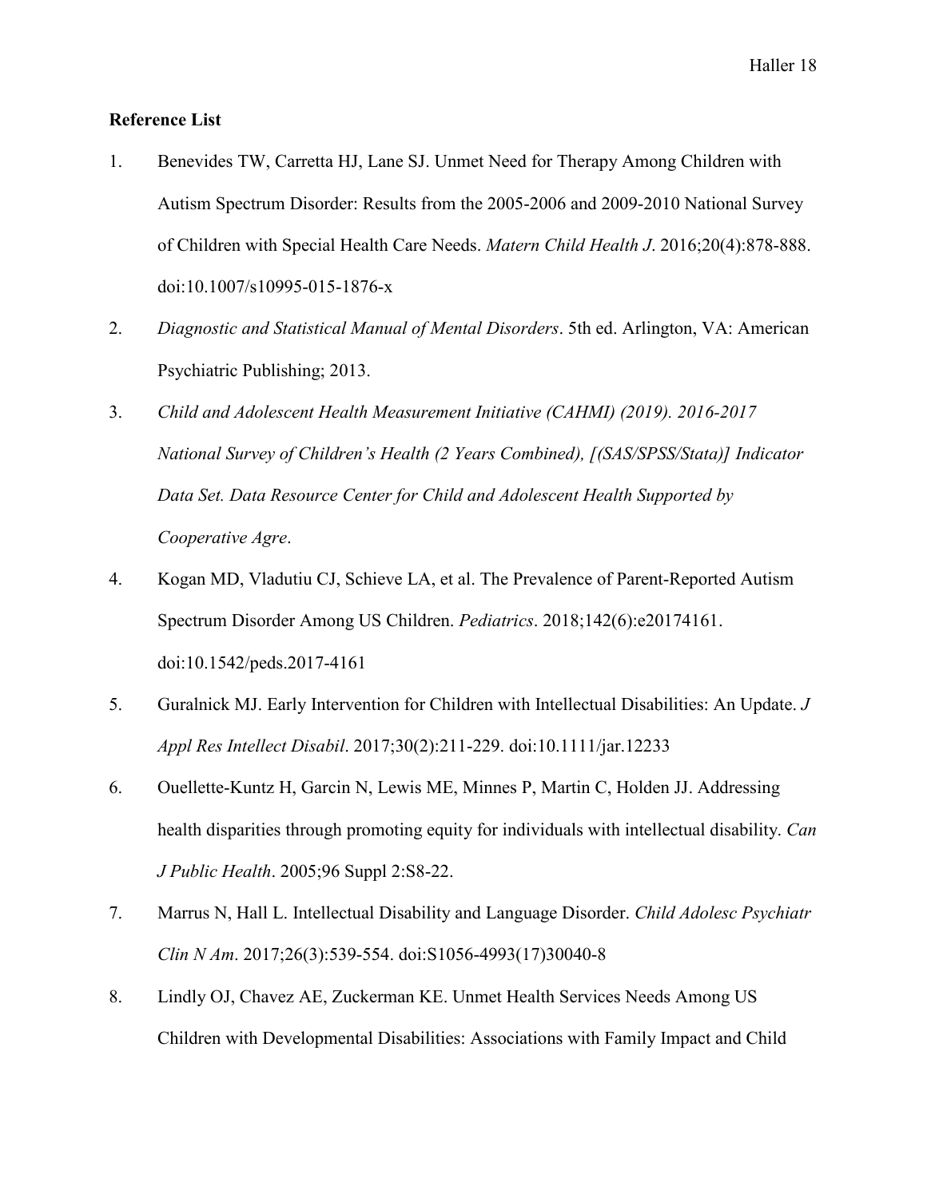**Reference List**

1. Benevides TW, Carretta HJ, Lane SJ. Unmet Need for Therapy Among Children with Autism Spectrum Disorder: Results from the 2005-2006 and 2009-2010 National Survey of Children with Special Health Care Needs. *Matern Child Health J*. 2016;20(4):878-888. doi:10.1007/s10995-015-1876-x
2. *Diagnostic and Statistical Manual of Mental Disorders*. 5th ed. Arlington, VA: American Psychiatric Publishing; 2013.
3. *Child and Adolescent Health Measurement Initiative (CAHMI) (2019). 2016-2017 National Survey of Children's Health (2 Years Combined), [(SAS/SPSS/Stata)] Indicator Data Set. Data Resource Center for Child and Adolescent Health Supported by Cooperative Agre*.
4. Kogan MD, Vladutiu CJ, Schieve LA, et al. The Prevalence of Parent-Reported Autism Spectrum Disorder Among US Children. *Pediatrics*. 2018;142(6):e20174161. doi:10.1542/peds.2017-4161
5. Guralnick MJ. Early Intervention for Children with Intellectual Disabilities: An Update. *J Appl Res Intellect Disabil*. 2017;30(2):211-229. doi:10.1111/jar.12233
6. Ouellette-Kuntz H, Garcin N, Lewis ME, Minnes P, Martin C, Holden JJ. Addressing health disparities through promoting equity for individuals with intellectual disability. *Can J Public Health*. 2005;96 Suppl 2:S8-22.
7. Marrus N, Hall L. Intellectual Disability and Language Disorder. *Child Adolesc Psychiatr Clin N Am*. 2017;26(3):539-554. doi:S1056-4993(17)30040-8
8. Lindly OJ, Chavez AE, Zuckerman KE. Unmet Health Services Needs Among US Children with Developmental Disabilities: Associations with Family Impact and Child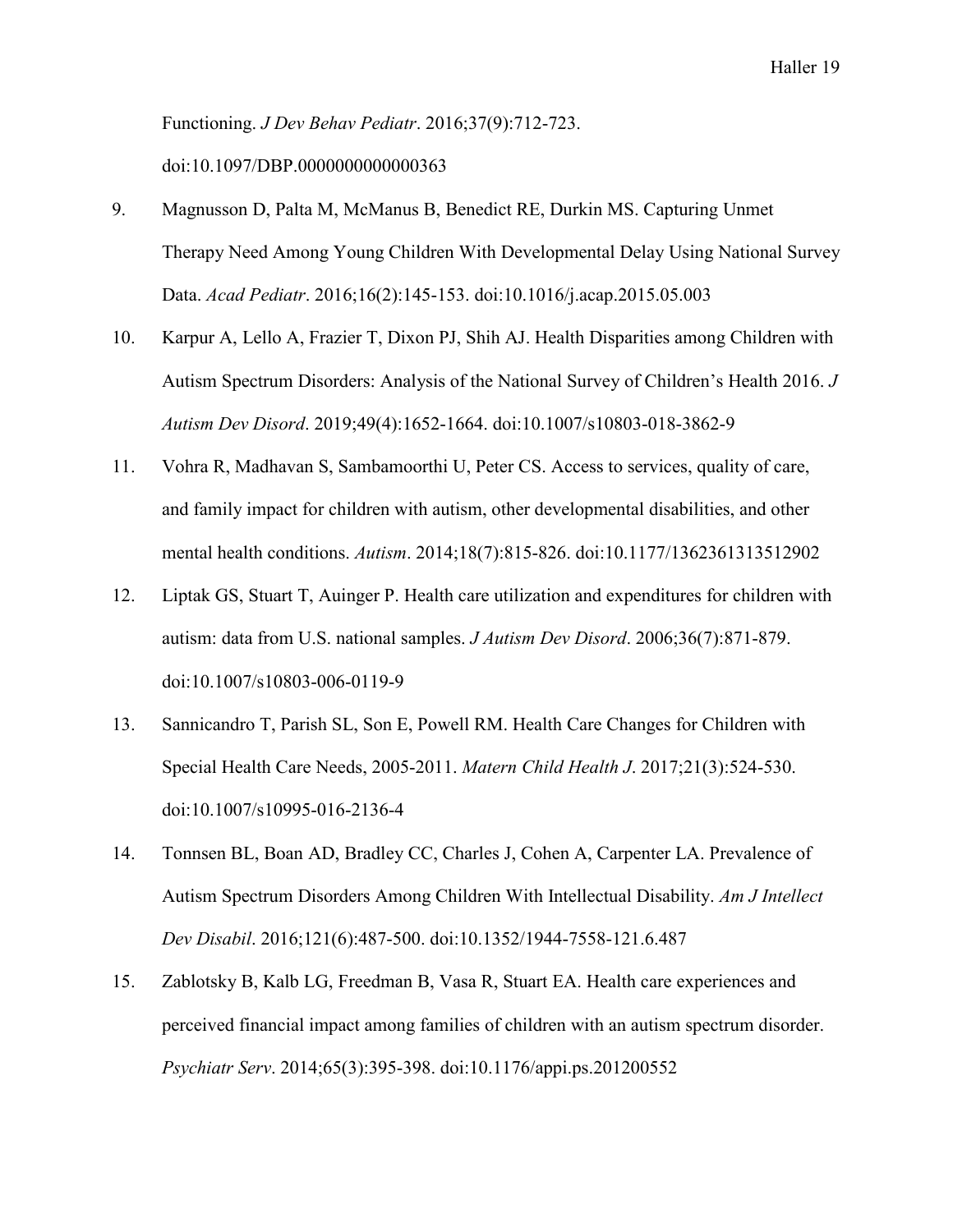Functioning. *J Dev Behav Pediatr*. 2016;37(9):712-723. doi:10.1097/DBP.0000000000000363

9. Magnusson D, Palta M, McManus B, Benedict RE, Durkin MS. Capturing Unmet Therapy Need Among Young Children With Developmental Delay Using National Survey Data. *Acad Pediatr*. 2016;16(2):145-153. doi:10.1016/j.acap.2015.05.003
10. Karpur A, Lello A, Frazier T, Dixon PJ, Shih AJ. Health Disparities among Children with Autism Spectrum Disorders: Analysis of the National Survey of Children's Health 2016. *J Autism Dev Disord*. 2019;49(4):1652-1664. doi:10.1007/s10803-018-3862-9
11. Vohra R, Madhavan S, Sambamoorthi U, Peter CS. Access to services, quality of care, and family impact for children with autism, other developmental disabilities, and other mental health conditions. *Autism*. 2014;18(7):815-826. doi:10.1177/1362361313512902
12. Liptak GS, Stuart T, Auinger P. Health care utilization and expenditures for children with autism: data from U.S. national samples. *J Autism Dev Disord*. 2006;36(7):871-879. doi:10.1007/s10803-006-0119-9
13. Sannicandro T, Parish SL, Son E, Powell RM. Health Care Changes for Children with Special Health Care Needs, 2005-2011. *Matern Child Health J*. 2017;21(3):524-530. doi:10.1007/s10995-016-2136-4
14. Tonnsen BL, Boan AD, Bradley CC, Charles J, Cohen A, Carpenter LA. Prevalence of Autism Spectrum Disorders Among Children With Intellectual Disability. *Am J Intellect Dev Disabil*. 2016;121(6):487-500. doi:10.1352/1944-7558-121.6.487
15. Zablotsky B, Kalb LG, Freedman B, Vasa R, Stuart EA. Health care experiences and perceived financial impact among families of children with an autism spectrum disorder. *Psychiatr Serv*. 2014;65(3):395-398. doi:10.1176/appi.ps.201200552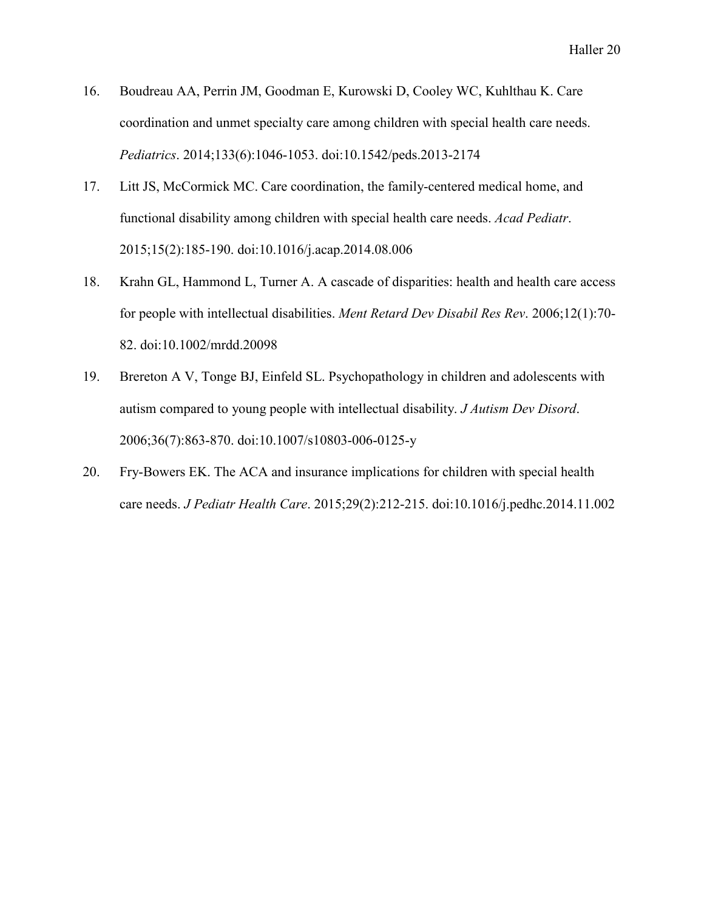16. Boudreau AA, Perrin JM, Goodman E, Kurowski D, Cooley WC, Kuhlthau K. Care coordination and unmet specialty care among children with special health care needs. *Pediatrics*. 2014;133(6):1046-1053. doi:10.1542/peds.2013-2174

17. Litt JS, McCormick MC. Care coordination, the family-centered medical home, and functional disability among children with special health care needs. *Acad Pediatr*. 2015;15(2):185-190. doi:10.1016/j.acap.2014.08.006

18. Krahn GL, Hammond L, Turner A. A cascade of disparities: health and health care access for people with intellectual disabilities. *Ment Retard Dev Disabil Res Rev*. 2006;12(1):70-82. doi:10.1002/mrdd.20098

19. Brereton A V, Tonge BJ, Einfeld SL. Psychopathology in children and adolescents with autism compared to young people with intellectual disability. *J Autism Dev Disord*. 2006;36(7):863-870. doi:10.1007/s10803-006-0125-y

20. Fry-Bowers EK. The ACA and insurance implications for children with special health care needs. *J Pediatr Health Care*. 2015;29(2):212-215. doi:10.1016/j.pedhc.2014.11.002